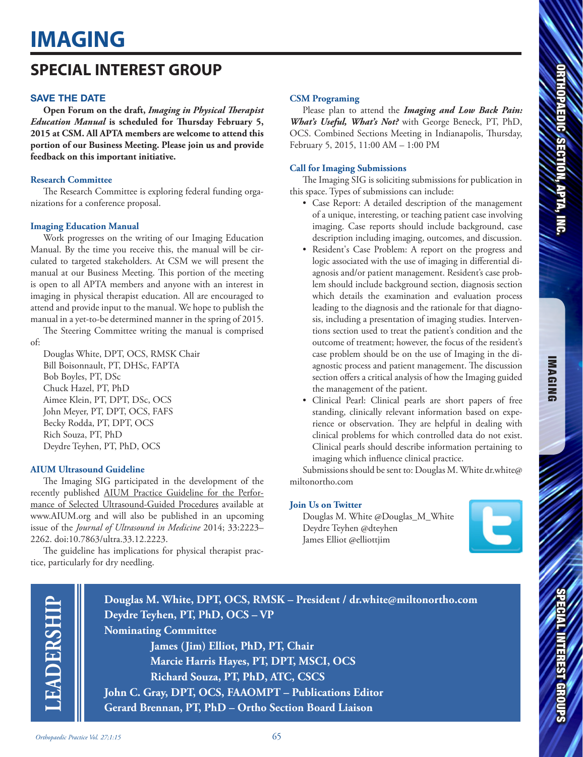# IMAGING

## SPECIAL INTEREST GROUP

### SAVE THE DATE

**Open Forum on the draft, *Imaging in Physical Therapist Education Manual* is scheduled for Thursday February 5, 2015 at CSM. All APTA members are welcome to attend this portion of our Business Meeting. Please join us and provide feedback on this important initiative.**

### Research Committee

The Research Committee is exploring federal funding organizations for a conference proposal.

### Imaging Education Manual

Work progresses on the writing of our Imaging Education Manual. By the time you receive this, the manual will be circulated to targeted stakeholders. At CSM we will present the manual at our Business Meeting. This portion of the meeting is open to all APTA members and anyone with an interest in imaging in physical therapist education. All are encouraged to attend and provide input to the manual. We hope to publish the manual in a yet-to-be determined manner in the spring of 2015.

The Steering Committee writing the manual is comprised of:

Douglas White, DPT, OCS, RMSK Chair
Bill Boisonnault, PT, DHSc, FAPTA
Bob Boyles, PT, DSc
Chuck Hazel, PT, PhD
Aimee Klein, PT, DPT, DSc, OCS
John Meyer, PT, DPT, OCS, FAFS
Becky Rodda, PT, DPT, OCS
Rich Souza, PT, PhD
Deydre Teyhen, PT, PhD, OCS

### AIUM Ultrasound Guideline

The Imaging SIG participated in the development of the recently published AIUM Practice Guideline for the Performance of Selected Ultrasound-Guided Procedures available at www.AIUM.org and will also be published in an upcoming issue of the *Journal of Ultrasound in Medicine* 2014; 33:2223–2262. doi:10.7863/ultra.33.12.2223.

The guideline has implications for physical therapist practice, particularly for dry needling.

### CSM Programing

Please plan to attend the ***Imaging and Low Back Pain: What's Useful, What's Not?*** with George Beneck, PT, PhD, OCS. Combined Sections Meeting in Indianapolis, Thursday, February 5, 2015, 11:00 AM – 1:00 PM

### Call for Imaging Submissions

The Imaging SIG is soliciting submissions for publication in this space. Types of submissions can include:

- Case Report: A detailed description of the management of a unique, interesting, or teaching patient case involving imaging. Case reports should include background, case description including imaging, outcomes, and discussion.
- Resident's Case Problem: A report on the progress and logic associated with the use of imaging in differential diagnosis and/or patient management. Resident's case problem should include background section, diagnosis section which details the examination and evaluation process leading to the diagnosis and the rationale for that diagnosis, including a presentation of imaging studies. Interventions section used to treat the patient's condition and the outcome of treatment; however, the focus of the resident's case problem should be on the use of Imaging in the diagnostic process and patient management. The discussion section offers a critical analysis of how the Imaging guided the management of the patient.
- Clinical Pearl: Clinical pearls are short papers of free standing, clinically relevant information based on experience or observation. They are helpful in dealing with clinical problems for which controlled data do not exist. Clinical pearls should describe information pertaining to imaging which influence clinical practice.

Submissions should be sent to: Douglas M. White dr.white@miltonortho.com

### Join Us on Twitter

Douglas M. White @Douglas_M_White
Deydre Teyhen @dteyhen
James Elliot @elliottjim

### LEADERSHIP

**Douglas M. White, DPT, OCS, RMSK – President / dr.white@miltonortho.com**
**Deydre Teyhen, PT, PhD, OCS – VP**
**Nominating Committee**
**James (Jim) Elliot, PhD, PT, Chair**
**Marcie Harris Hayes, PT, DPT, MSCI, OCS**
**Richard Souza, PT, PhD, ATC, CSCS**
**John C. Gray, DPT, OCS, FAAOMPT – Publications Editor**
**Gerard Brennan, PT, PhD – Ortho Section Board Liaison**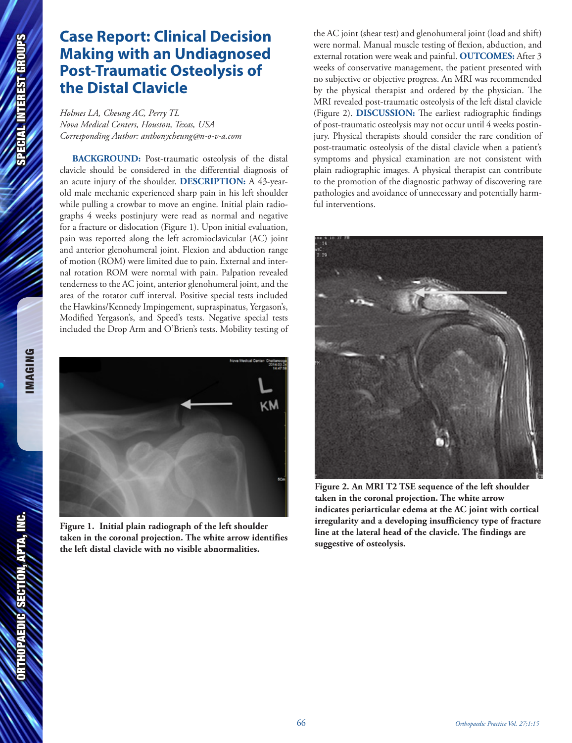# Case Report: Clinical Decision Making with an Undiagnosed Post-Traumatic Osteolysis of the Distal Clavicle

*Holmes LA, Cheung AC, Perry TL*
*Nova Medical Centers, Houston, Texas, USA*
*Corresponding Author: anthonycheung@n-o-v-a.com*

**BACKGROUND:** Post-traumatic osteolysis of the distal clavicle should be considered in the differential diagnosis of an acute injury of the shoulder. **DESCRIPTION:** A 43-year-old male mechanic experienced sharp pain in his left shoulder while pulling a crowbar to move an engine. Initial plain radiographs 4 weeks postinjury were read as normal and negative for a fracture or dislocation (Figure 1). Upon initial evaluation, pain was reported along the left acromioclavicular (AC) joint and anterior glenohumeral joint. Flexion and abduction range of motion (ROM) were limited due to pain. External and internal rotation ROM were normal with pain. Palpation revealed tenderness to the AC joint, anterior glenohumeral joint, and the area of the rotator cuff interval. Positive special tests included the Hawkins/Kennedy Impingement, supraspinatus, Yergason's, Modified Yergason's, and Speed's tests. Negative special tests included the Drop Arm and O'Brien's tests. Mobility testing of the AC joint (shear test) and glenohumeral joint (load and shift) were normal. Manual muscle testing of flexion, abduction, and external rotation were weak and painful. **OUTCOMES:** After 3 weeks of conservative management, the patient presented with no subjective or objective progress. An MRI was recommended by the physical therapist and ordered by the physician. The MRI revealed post-traumatic osteolysis of the left distal clavicle (Figure 2). **DISCUSSION:** The earliest radiographic findings of post-traumatic osteolysis may not occur until 4 weeks postinjury. Physical therapists should consider the rare condition of post-traumatic osteolysis of the distal clavicle when a patient's symptoms and physical examination are not consistent with plain radiographic images. A physical therapist can contribute to the promotion of the diagnostic pathway of discovering rare pathologies and avoidance of unnecessary and potentially harmful interventions.

**Figure 1. Initial plain radiograph of the left shoulder taken in the coronal projection. The white arrow identifies the left distal clavicle with no visible abnormalities.**

**Figure 2. An MRI T2 TSE sequence of the left shoulder taken in the coronal projection. The white arrow indicates periarticular edema at the AC joint with cortical irregularity and a developing insufficiency type of fracture line at the lateral head of the clavicle. The findings are suggestive of osteolysis.**